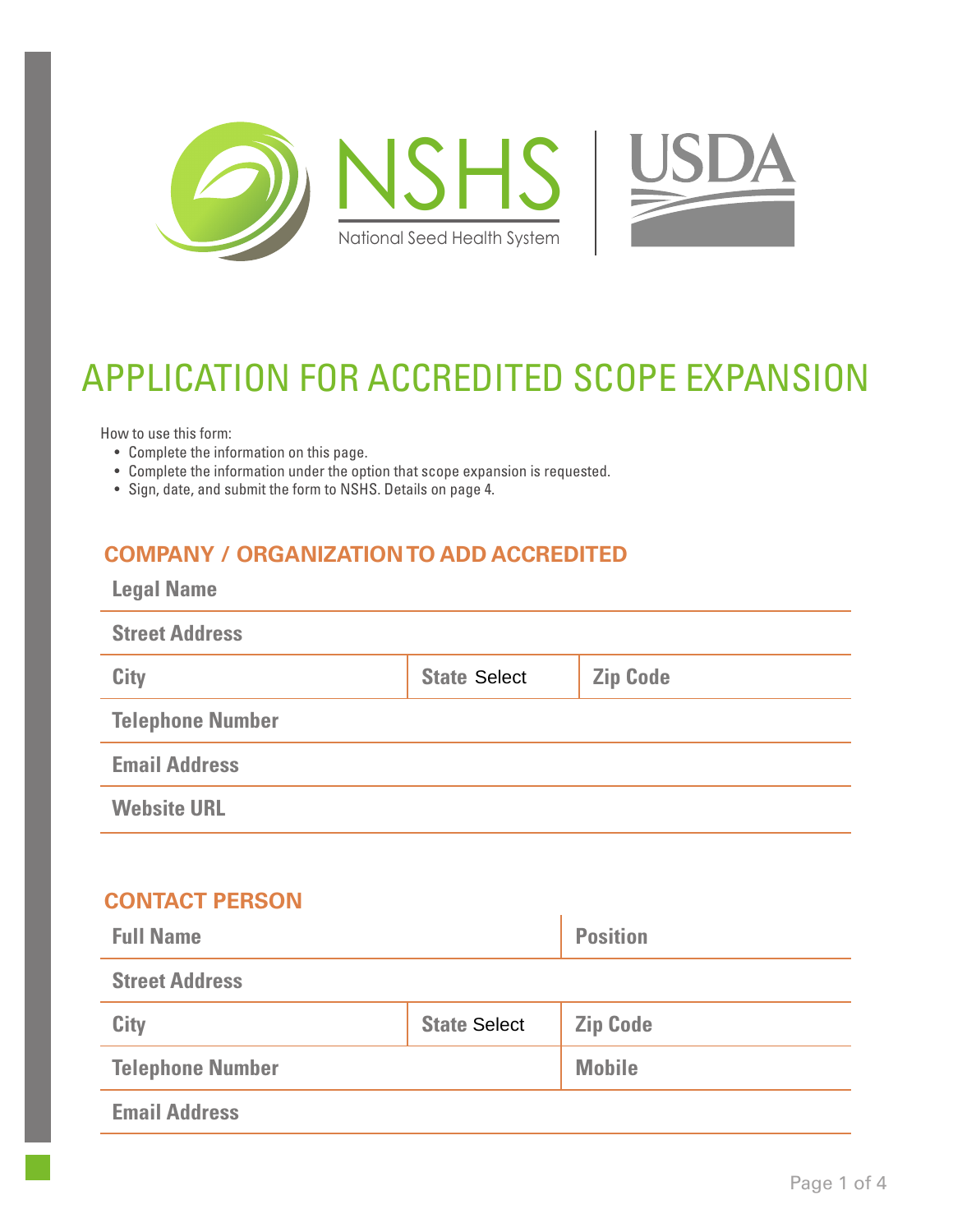NSHS
National Seed Health System

USDA

# APPLICATION FOR ACCREDITED SCOPE EXPANSION

How to use this form:

- Complete the information on this page.
- Complete the information under the option that scope expansion is requested.
- Sign, date, and submit the form to NSHS. Details on page 4.

## COMPANY / ORGANIZATION TO ADD ACCREDITED

**Legal Name**

**Street Address**

| **City** | **State** Select | **Zip Code** |
|---|---|---|

**Telephone Number**

**Email Address**

**Website URL**

## CONTACT PERSON

| **Full Name** | **Position** |
|---|---|

**Street Address**

| **City** | **State** Select | **Zip Code** |
|---|---|---|

| **Telephone Number** | **Mobile** |
|---|---|

**Email Address**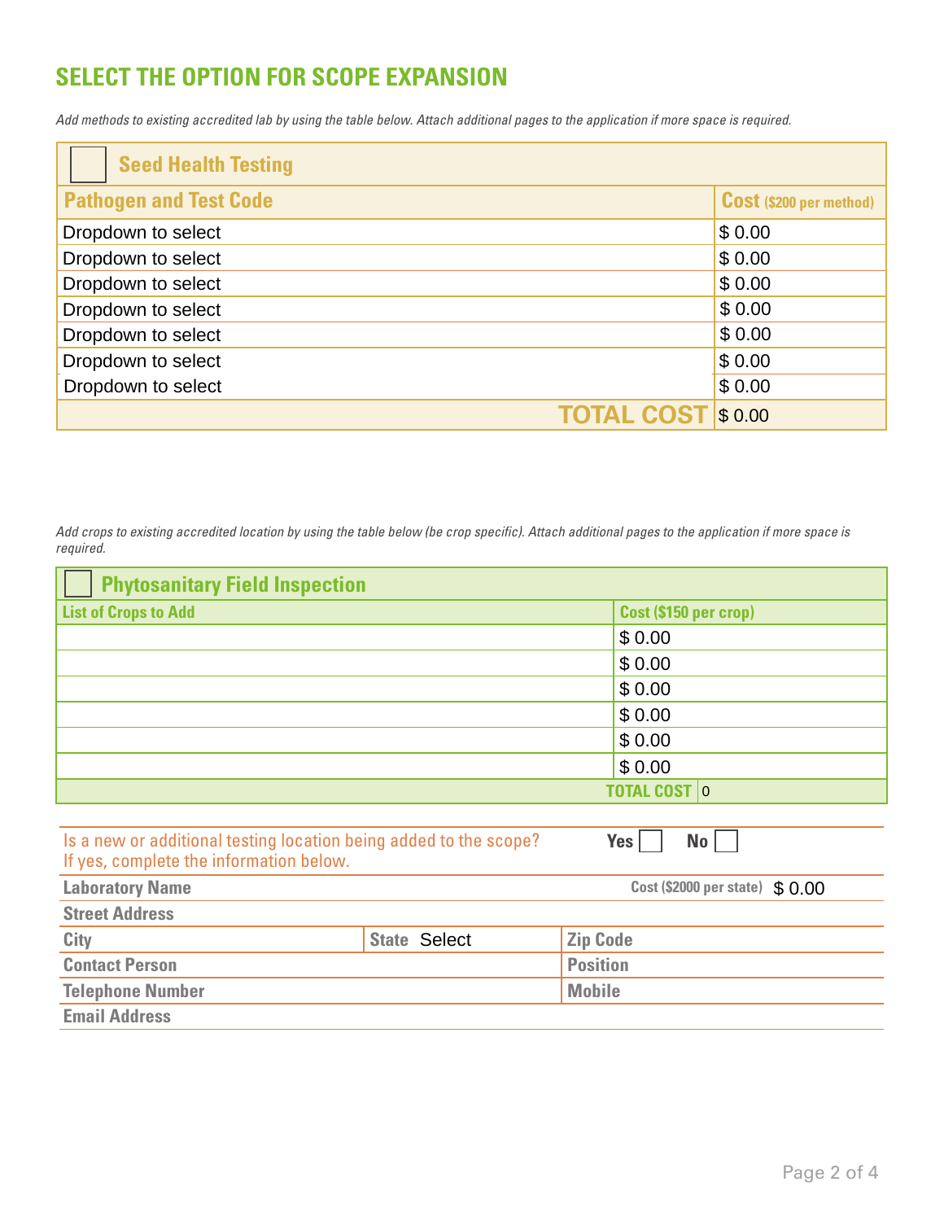## SELECT THE OPTION FOR SCOPE EXPANSION

*Add methods to existing accredited lab by using the table below. Attach additional pages to the application if more space is required.*

☐ **Seed Health Testing**

| Pathogen and Test Code | Cost ($200 per method) |
|---|---|
| Dropdown to select | $ 0.00 |
| Dropdown to select | $ 0.00 |
| Dropdown to select | $ 0.00 |
| Dropdown to select | $ 0.00 |
| Dropdown to select | $ 0.00 |
| Dropdown to select | $ 0.00 |
| Dropdown to select | $ 0.00 |
| **TOTAL COST** | $ 0.00 |

*Add crops to existing accredited location by using the table below (be crop specific). Attach additional pages to the application if more space is required.*

☐ **Phytosanitary Field Inspection**

| List of Crops to Add | Cost ($150 per crop) |
|---|---|
| | $ 0.00 |
| | $ 0.00 |
| | $ 0.00 |
| | $ 0.00 |
| | $ 0.00 |
| | $ 0.00 |
| **TOTAL COST** | 0 |

Is a new or additional testing location being added to the scope? If yes, complete the information below. **Yes** ☐ **No** ☐

| | | |
|---|---|---|
| **Laboratory Name** | | **Cost ($2000 per state)** $ 0.00 |
| **Street Address** | | |
| **City** | **State** Select | **Zip Code** |
| **Contact Person** | | **Position** |
| **Telephone Number** | | **Mobile** |
| **Email Address** | | |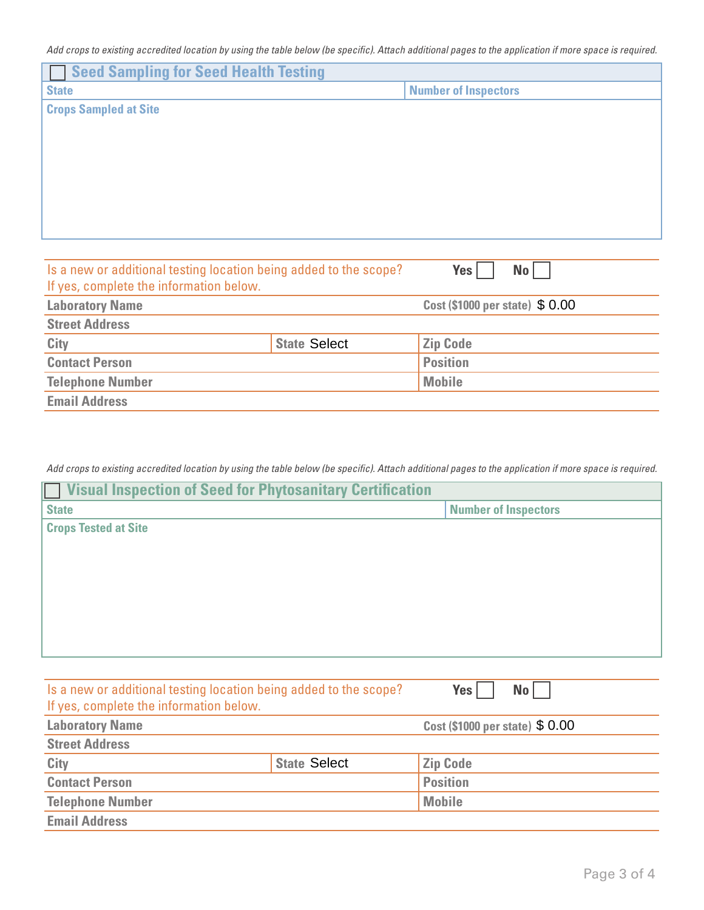*Add crops to existing accredited location by using the table below (be specific). Attach additional pages to the application if more space is required.*

| ☐ Seed Sampling for Seed Health Testing | |
|---|---|
| State | Number of Inspectors |
| Crops Sampled at Site | |

| Is a new or additional testing location being added to the scope? If yes, complete the information below. | | Yes ☐ No ☐ |
|---|---|---|
| Laboratory Name | | Cost ($1000 per state) $ 0.00 |
| Street Address | | |
| City | State Select | Zip Code |
| Contact Person | | Position |
| Telephone Number | | Mobile |
| Email Address | | |

*Add crops to existing accredited location by using the table below (be specific). Attach additional pages to the application if more space is required.*

| ☐ Visual Inspection of Seed for Phytosanitary Certification | |
|---|---|
| State | Number of Inspectors |
| Crops Tested at Site | |

| Is a new or additional testing location being added to the scope? If yes, complete the information below. | | Yes ☐ No ☐ |
|---|---|---|
| Laboratory Name | | Cost ($1000 per state) $ 0.00 |
| Street Address | | |
| City | State Select | Zip Code |
| Contact Person | | Position |
| Telephone Number | | Mobile |
| Email Address | | |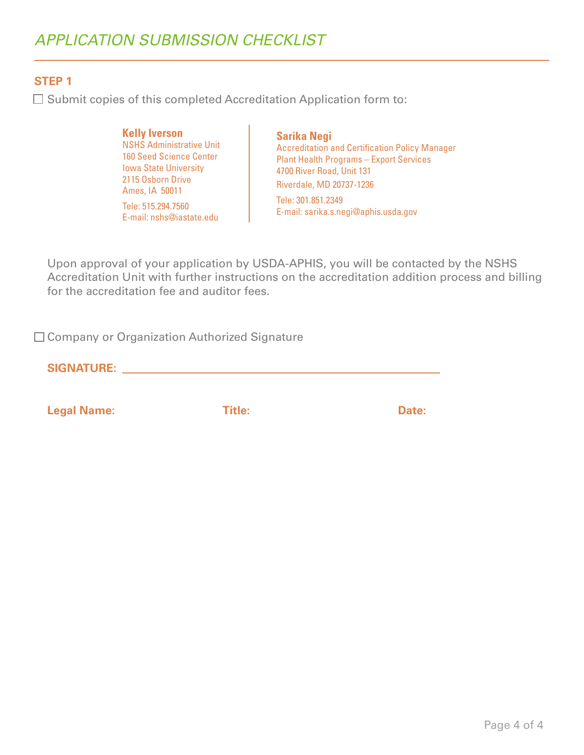# APPLICATION SUBMISSION CHECKLIST

## STEP 1

☐ Submit copies of this completed Accreditation Application form to:

**Kelly Iverson**
NSHS Administrative Unit
160 Seed Science Center
Iowa State University
2115 Osborn Drive
Ames, IA 50011
Tele: 515.294.7560
E-mail: nshs@iastate.edu

**Sarika Negi**
Accreditation and Certification Policy Manager
Plant Health Programs – Export Services
4700 River Road, Unit 131
Riverdale, MD 20737-1236
Tele: 301.851.2349
E-mail: sarika.s.negi@aphis.usda.gov

Upon approval of your application by USDA-APHIS, you will be contacted by the NSHS Accreditation Unit with further instructions on the accreditation addition process and billing for the accreditation fee and auditor fees.

☐ Company or Organization Authorized Signature

**SIGNATURE:** ______________________________________________

**Legal Name:** **Title:** **Date:**